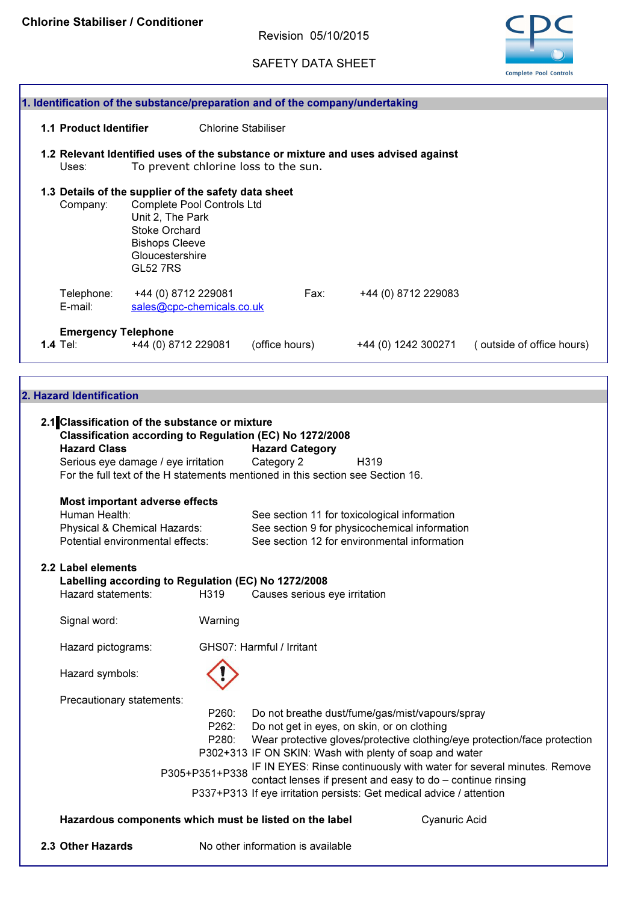**Chlorine Stabiliser / Conditioner**

Revision 05/10/2015

SAFETY DATA SHEET

## 1. Identification of the substance/preparation and of the company/undertaking

**1.1 Product Identifier** Chlorine Stabiliser

**1.2 Relevant Identified uses of the substance or mixture and uses advised against**

Uses: To prevent chlorine loss to the sun.

**1.3 Details of the supplier of the safety data sheet**

Company: Complete Pool Controls Ltd
Unit 2, The Park
Stoke Orchard
Bishops Cleeve
Gloucestershire
GL52 7RS

Telephone: +44 (0) 8712 229081  Fax: +44 (0) 8712 229083
E-mail: sales@cpc-chemicals.co.uk

**Emergency Telephone**

**1.4** Tel: +44 (0) 8712 229081 (office hours) +44 (0) 1242 300271 ( outside of office hours)

## 2. Hazard Identification

**2.1 Classification of the substance or mixture**

**Classification according to Regulation (EC) No 1272/2008**

| **Hazard Class** | **Hazard Category** | |
|---|---|---|
| Serious eye damage / eye irritation | Category 2 | H319 |

For the full text of the H statements mentioned in this section see Section 16.

**Most important adverse effects**

Human Health: See section 11 for toxicological information
Physical & Chemical Hazards: See section 9 for physicochemical information
Potential environmental effects: See section 12 for environmental information

**2.2 Label elements**

**Labelling according to Regulation (EC) No 1272/2008**

Hazard statements: H319 Causes serious eye irritation

Signal word: Warning

Hazard pictograms: GHS07: Harmful / Irritant

Hazard symbols:

Precautionary statements:

- P260: Do not breathe dust/fume/gas/mist/vapours/spray
- P262: Do not get in eyes, on skin, or on clothing
- P280: Wear protective gloves/protective clothing/eye protection/face protection
- P302+313 IF ON SKIN: Wash with plenty of soap and water
- P305+P351+P338 IF IN EYES: Rinse continuously with water for several minutes. Remove contact lenses if present and easy to do – continue rinsing
- P337+P313 If eye irritation persists: Get medical advice / attention

**Hazardous components which must be listed on the label** Cyanuric Acid

**2.3 Other Hazards** No other information is available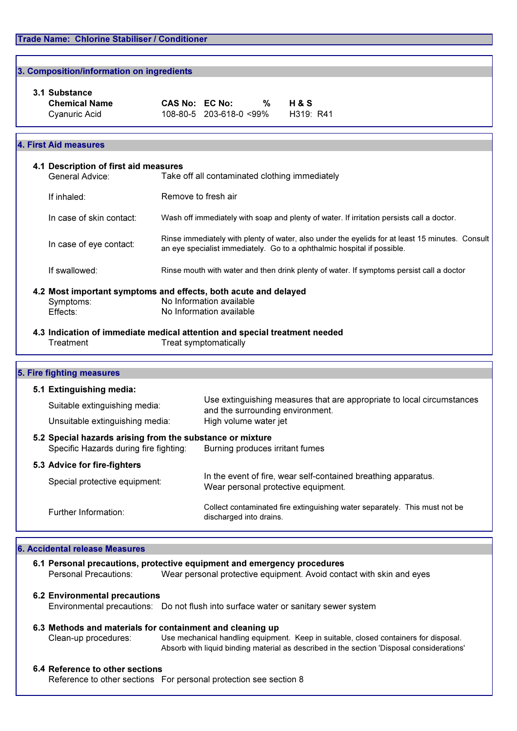**Trade Name: Chlorine Stabiliser / Conditioner**

## 3. Composition/information on ingredients

### 3.1 Substance

| Chemical Name | CAS No: | EC No: | % | H & S |
|---|---|---|---|---|
| Cyanuric Acid | 108-80-5 | 203-618-0 | <99% | H319: R41 |

## 4. First Aid measures

### 4.1 Description of first aid measures

General Advice: Take off all contaminated clothing immediately

If inhaled: Remove to fresh air

In case of skin contact: Wash off immediately with soap and plenty of water. If irritation persists call a doctor.

In case of eye contact: Rinse immediately with plenty of water, also under the eyelids for at least 15 minutes. Consult an eye specialist immediately. Go to a ophthalmic hospital if possible.

If swallowed: Rinse mouth with water and then drink plenty of water. If symptoms persist call a doctor

### 4.2 Most important symptoms and effects, both acute and delayed

Symptoms: No Information available

Effects: No Information available

### 4.3 Indication of immediate medical attention and special treatment needed

Treatment: Treat symptomatically

## 5. Fire fighting measures

### 5.1 Extinguishing media:

Suitable extinguishing media: Use extinguishing measures that are appropriate to local circumstances and the surrounding environment.

Unsuitable extinguishing media: High volume water jet

### 5.2 Special hazards arising from the substance or mixture

Specific Hazards during fire fighting: Burning produces irritant fumes

### 5.3 Advice for fire-fighters

Special protective equipment: In the event of fire, wear self-contained breathing apparatus. Wear personal protective equipment.

Further Information: Collect contaminated fire extinguishing water separately. This must not be discharged into drains.

## 6. Accidental release Measures

### 6.1 Personal precautions, protective equipment and emergency procedures

Personal Precautions: Wear personal protective equipment. Avoid contact with skin and eyes

### 6.2 Environmental precautions

Environmental precautions: Do not flush into surface water or sanitary sewer system

### 6.3 Methods and materials for containment and cleaning up

Clean-up procedures: Use mechanical handling equipment. Keep in suitable, closed containers for disposal. Absorb with liquid binding material as described in the section 'Disposal considerations'

### 6.4 Reference to other sections

Reference to other sections: For personal protection see section 8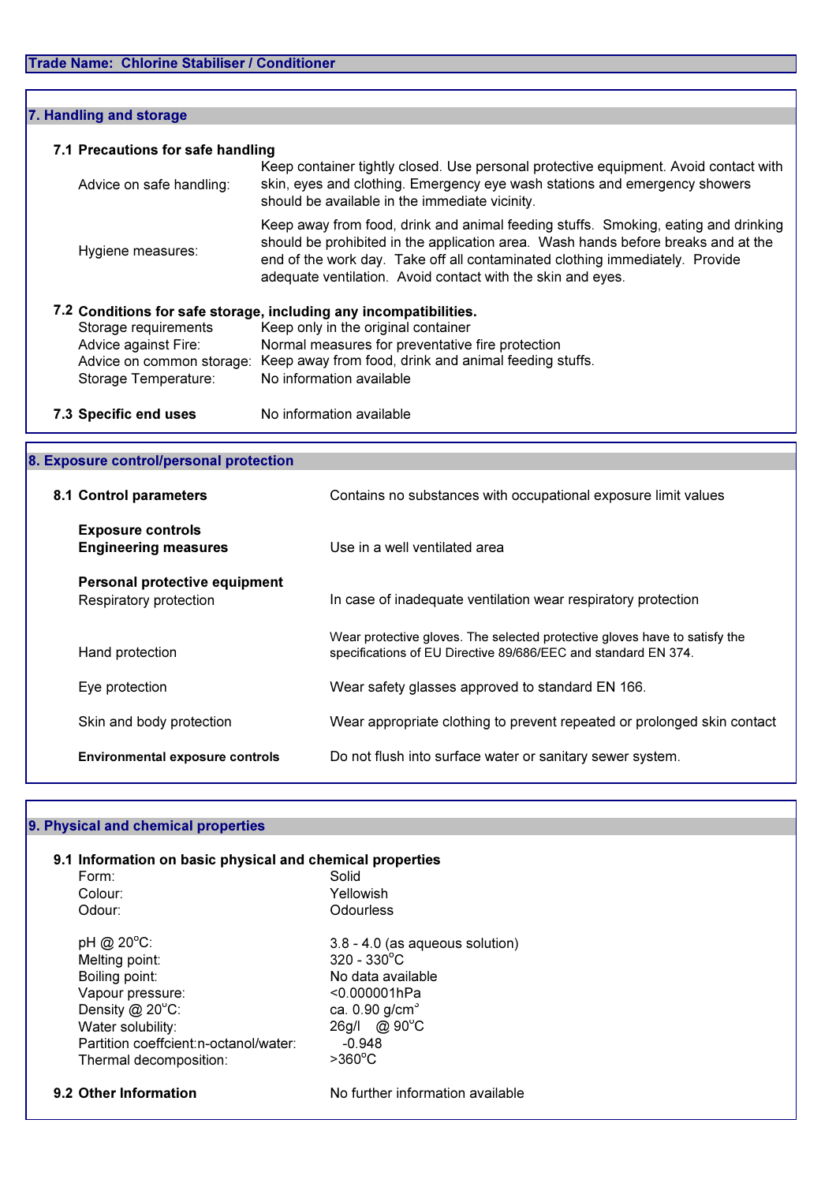**Trade Name: Chlorine Stabiliser / Conditioner**

## 7. Handling and storage

### 7.1 Precautions for safe handling

| | |
|---|---|
| Advice on safe handling: | Keep container tightly closed. Use personal protective equipment. Avoid contact with skin, eyes and clothing. Emergency eye wash stations and emergency showers should be available in the immediate vicinity. |
| Hygiene measures: | Keep away from food, drink and animal feeding stuffs. Smoking, eating and drinking should be prohibited in the application area. Wash hands before breaks and at the end of the work day. Take off all contaminated clothing immediately. Provide adequate ventilation. Avoid contact with the skin and eyes. |

### 7.2 Conditions for safe storage, including any incompatibilities.

| | |
|---|---|
| Storage requirements | Keep only in the original container |
| Advice against Fire: | Normal measures for preventative fire protection |
| Advice on common storage: | Keep away from food, drink and animal feeding stuffs. |
| Storage Temperature: | No information available |

### 7.3 Specific end uses

No information available

## 8. Exposure control/personal protection

### 8.1 Control parameters

Contains no substances with occupational exposure limit values

**Exposure controls**

| | |
|---|---|
| **Engineering measures** | Use in a well ventilated area |

**Personal protective equipment**

| | |
|---|---|
| Respiratory protection | In case of inadequate ventilation wear respiratory protection |
| Hand protection | Wear protective gloves. The selected protective gloves have to satisfy the specifications of EU Directive 89/686/EEC and standard EN 374. |
| Eye protection | Wear safety glasses approved to standard EN 166. |
| Skin and body protection | Wear appropriate clothing to prevent repeated or prolonged skin contact |
| **Environmental exposure controls** | Do not flush into surface water or sanitary sewer system. |

## 9. Physical and chemical properties

### 9.1 Information on basic physical and chemical properties

| | |
|---|---|
| Form: | Solid |
| Colour: | Yellowish |
| Odour: | Odourless |
| pH @ 20°C: | 3.8 - 4.0 (as aqueous solution) |
| Melting point: | 320 - 330°C |
| Boiling point: | No data available |
| Vapour pressure: | <0.000001hPa |
| Density @ 20°C: | ca. 0.90 g/cm³ |
| Water solubility: | 26g/l @ 90°C |
| Partition coeffcient:n-octanol/water: | -0.948 |
| Thermal decomposition: | >360°C |

### 9.2 Other Information

No further information available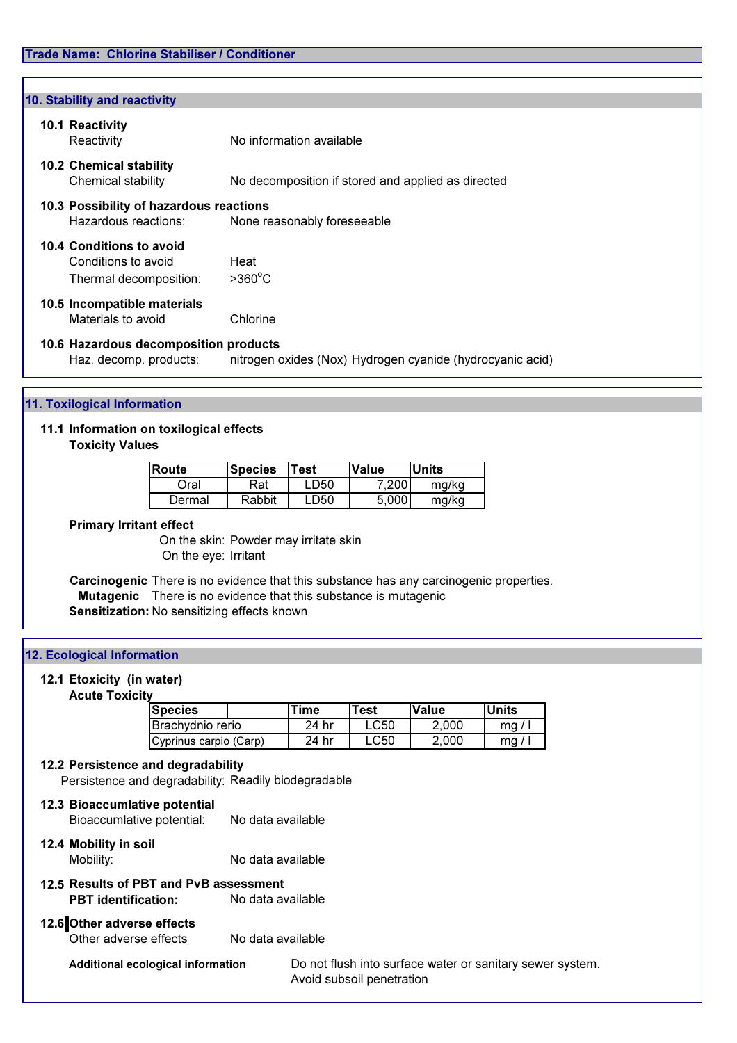**Trade Name: Chlorine Stabiliser / Conditioner**

## 10. Stability and reactivity

**10.1 Reactivity**

Reactivity: No information available

**10.2 Chemical stability**

Chemical stability: No decomposition if stored and applied as directed

**10.3 Possibility of hazardous reactions**

Hazardous reactions: None reasonably foreseeable

**10.4 Conditions to avoid**

Conditions to avoid: Heat

Thermal decomposition: >360°C

**10.5 Incompatible materials**

Materials to avoid: Chlorine

**10.6 Hazardous decomposition products**

Haz. decomp. products: nitrogen oxides (Nox) Hydrogen cyanide (hydrocyanic acid)

## 11. Toxilogical Information

**11.1 Information on toxilogical effects**

**Toxicity Values**

| Route | Species | Test | Value | Units |
|---|---|---|---|---|
| Oral | Rat | LD50 | 7,200 | mg/kg |
| Dermal | Rabbit | LD50 | 5,000 | mg/kg |

**Primary Irritant effect**

On the skin: Powder may irritate skin

On the eye: Irritant

**Carcinogenic** There is no evidence that this substance has any carcinogenic properties.

**Mutagenic** There is no evidence that this substance is mutagenic

**Sensitization:** No sensitizing effects known

## 12. Ecological Information

**12.1 Etoxicity (in water)**

**Acute Toxicity**

| Species | Time | Test | Value | Units |
|---|---|---|---|---|
| Brachydnio rerio | 24 hr | LC50 | 2,000 | mg / l |
| Cyprinus carpio (Carp) | 24 hr | LC50 | 2,000 | mg / l |

**12.2 Persistence and degradability**

Persistence and degradability: Readily biodegradable

**12.3 Bioaccumlative potential**

Bioaccumlative potential: No data available

**12.4 Mobility in soil**

Mobility: No data available

**12.5 Results of PBT and PvB assessment**

**PBT identification:** No data available

**12.6 Other adverse effects**

Other adverse effects: No data available

**Additional ecological information**: Do not flush into surface water or sanitary sewer system. Avoid subsoil penetration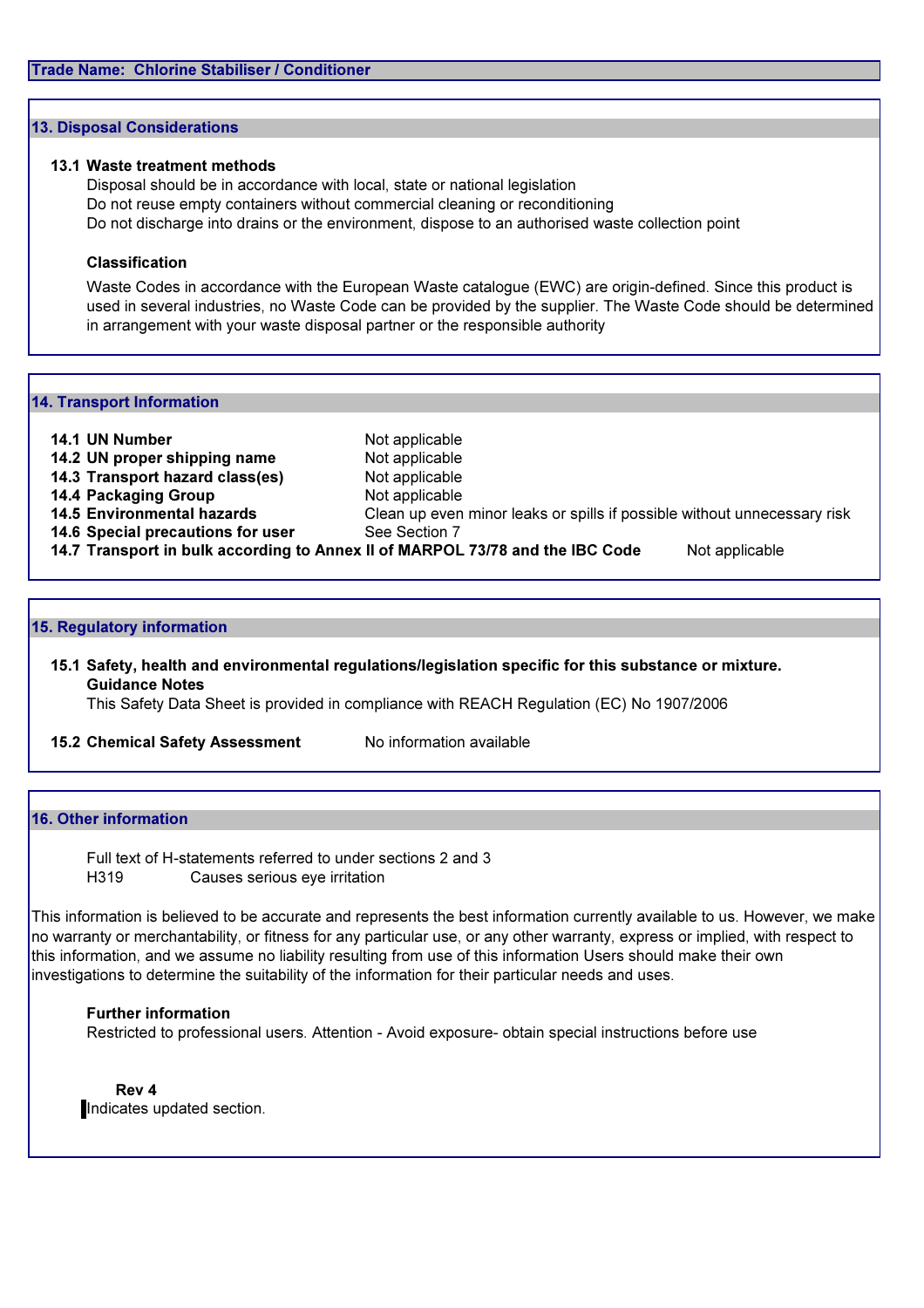**Trade Name: Chlorine Stabiliser / Conditioner**

## 13. Disposal Considerations

**13.1 Waste treatment methods**

Disposal should be in accordance with local, state or national legislation
Do not reuse empty containers without commercial cleaning or reconditioning
Do not discharge into drains or the environment, dispose to an authorised waste collection point

**Classification**

Waste Codes in accordance with the European Waste catalogue (EWC) are origin-defined. Since this product is used in several industries, no Waste Code can be provided by the supplier. The Waste Code should be determined in arrangement with your waste disposal partner or the responsible authority

## 14. Transport Information

| | |
|---|---|
| **14.1 UN Number** | Not applicable |
| **14.2 UN proper shipping name** | Not applicable |
| **14.3 Transport hazard class(es)** | Not applicable |
| **14.4 Packaging Group** | Not applicable |
| **14.5 Environmental hazards** | Clean up even minor leaks or spills if possible without unnecessary risk |
| **14.6 Special precautions for user** | See Section 7 |
| **14.7 Transport in bulk according to Annex II of MARPOL 73/78 and the IBC Code** | Not applicable |

## 15. Regulatory information

**15.1 Safety, health and environmental regulations/legislation specific for this substance or mixture.**
**Guidance Notes**
This Safety Data Sheet is provided in compliance with REACH Regulation (EC) No 1907/2006

**15.2 Chemical Safety Assessment** No information available

## 16. Other information

Full text of H-statements referred to under sections 2 and 3
H319 Causes serious eye irritation

This information is believed to be accurate and represents the best information currently available to us. However, we make no warranty or merchantability, or fitness for any particular use, or any other warranty, express or implied, with respect to this information, and we assume no liability resulting from use of this information Users should make their own investigations to determine the suitability of the information for their particular needs and uses.

**Further information**
Restricted to professional users. Attention - Avoid exposure- obtain special instructions before use

**Rev 4**
▌Indicates updated section.